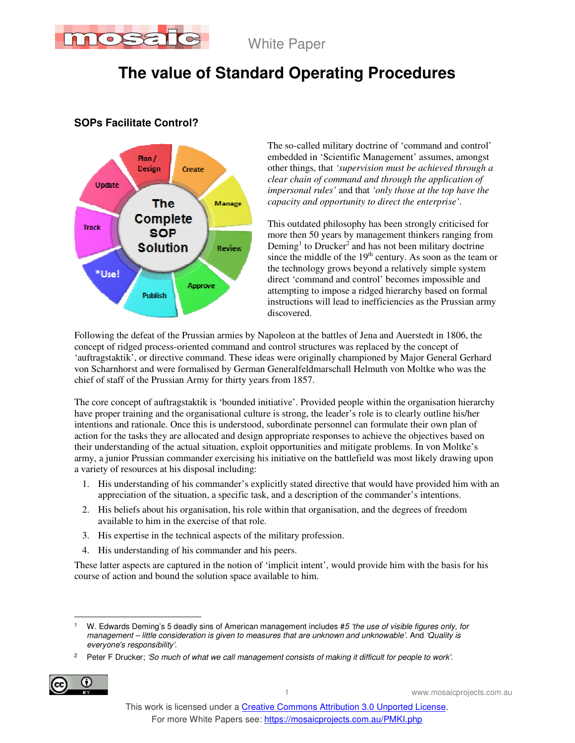White Paper

# The value of Standard Operating Procedures

## SOPs Facilitate Control?

The so-called military doctrine of 'command and control' embedded in 'Scientific Management' assumes, amongst other things, that *'supervision must be achieved through a clear chain of command and through the application of impersonal rules'* and that *'only those at the top have the capacity and opportunity to direct the enterprise'*.

This outdated philosophy has been strongly criticised for more then 50 years by management thinkers ranging from Deming[1] to Drucker[2] and has not been military doctrine since the middle of the 19th century. As soon as the team or the technology grows beyond a relatively simple system direct 'command and control' becomes impossible and attempting to impose a ridged hierarchy based on formal instructions will lead to inefficiencies as the Prussian army discovered.

Following the defeat of the Prussian armies by Napoleon at the battles of Jena and Auerstedt in 1806, the concept of ridged process-oriented command and control structures was replaced by the concept of 'auftragstaktik', or directive command. These ideas were originally championed by Major General Gerhard von Scharnhorst and were formalised by German Generalfeldmarschall Helmuth von Moltke who was the chief of staff of the Prussian Army for thirty years from 1857.

The core concept of auftragstaktik is 'bounded initiative'. Provided people within the organisation hierarchy have proper training and the organisational culture is strong, the leader's role is to clearly outline his/her intentions and rationale. Once this is understood, subordinate personnel can formulate their own plan of action for the tasks they are allocated and design appropriate responses to achieve the objectives based on their understanding of the actual situation, exploit opportunities and mitigate problems. In von Moltke's army, a junior Prussian commander exercising his initiative on the battlefield was most likely drawing upon a variety of resources at his disposal including:

1. His understanding of his commander's explicitly stated directive that would have provided him with an appreciation of the situation, a specific task, and a description of the commander's intentions.
2. His beliefs about his organisation, his role within that organisation, and the degrees of freedom available to him in the exercise of that role.
3. His expertise in the technical aspects of the military profession.
4. His understanding of his commander and his peers.

These latter aspects are captured in the notion of 'implicit intent', would provide him with the basis for his course of action and bound the solution space available to him.

---

[1] W. Edwards Deming's 5 deadly sins of American management includes #5 *'the use of visible figures only, for management – little consideration is given to measures that are unknown and unknowable'*. And *'Quality is everyone's responsibility'*.

[2] Peter F Drucker; *'So much of what we call management consists of making it difficult for people to work'*.

This work is licensed under a Creative Commons Attribution 3.0 Unported License.
For more White Papers see: https://mosaicprojects.com.au/PMKI.php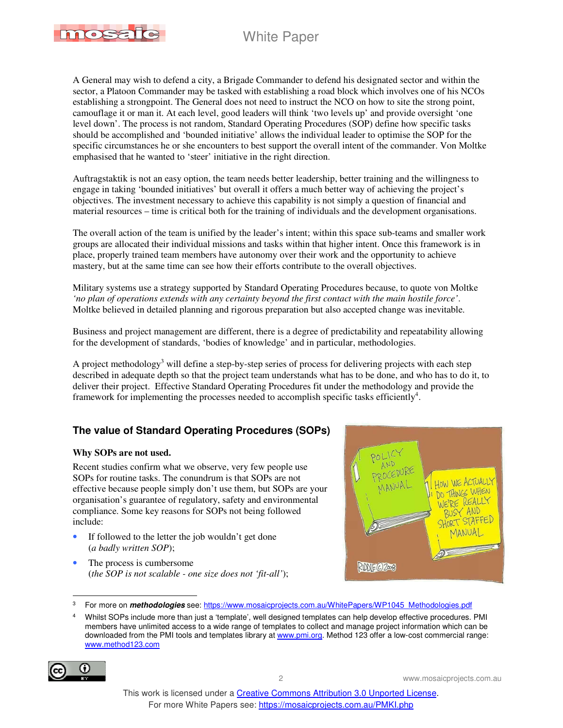A General may wish to defend a city, a Brigade Commander to defend his designated sector and within the sector, a Platoon Commander may be tasked with establishing a road block which involves one of his NCOs establishing a strongpoint. The General does not need to instruct the NCO on how to site the strong point, camouflage it or man it. At each level, good leaders will think 'two levels up' and provide oversight 'one level down'. The process is not random, Standard Operating Procedures (SOP) define how specific tasks should be accomplished and 'bounded initiative' allows the individual leader to optimise the SOP for the specific circumstances he or she encounters to best support the overall intent of the commander. Von Moltke emphasised that he wanted to 'steer' initiative in the right direction.

Auftragstaktik is not an easy option, the team needs better leadership, better training and the willingness to engage in taking 'bounded initiatives' but overall it offers a much better way of achieving the project's objectives. The investment necessary to achieve this capability is not simply a question of financial and material resources – time is critical both for the training of individuals and the development organisations.

The overall action of the team is unified by the leader's intent; within this space sub-teams and smaller work groups are allocated their individual missions and tasks within that higher intent. Once this framework is in place, properly trained team members have autonomy over their work and the opportunity to achieve mastery, but at the same time can see how their efforts contribute to the overall objectives.

Military systems use a strategy supported by Standard Operating Procedures because, to quote von Moltke *'no plan of operations extends with any certainty beyond the first contact with the main hostile force'*. Moltke believed in detailed planning and rigorous preparation but also accepted change was inevitable.

Business and project management are different, there is a degree of predictability and repeatability allowing for the development of standards, 'bodies of knowledge' and in particular, methodologies.

A project methodology[3] will define a step-by-step series of process for delivering projects with each step described in adequate depth so that the project team understands what has to be done, and who has to do it, to deliver their project. Effective Standard Operating Procedures fit under the methodology and provide the framework for implementing the processes needed to accomplish specific tasks efficiently[4].

## The value of Standard Operating Procedures (SOPs)

**Why SOPs are not used.**

Recent studies confirm what we observe, very few people use SOPs for routine tasks. The conundrum is that SOPs are not effective because people simply don't use them, but SOPs are your organisation's guarantee of regulatory, safety and environmental compliance. Some key reasons for SOPs not being followed include:

- If followed to the letter the job wouldn't get done (*a badly written SOP*);
- The process is cumbersome (*the SOP is not scalable - one size does not 'fit-all'*);

---

[3] For more on ***methodologies*** see: https://www.mosaicprojects.com.au/WhitePapers/WP1045_Methodologies.pdf

[4] Whilst SOPs include more than just a 'template', well designed templates can help develop effective procedures. PMI members have unlimited access to a wide range of templates to collect and manage project information which can be downloaded from the PMI tools and templates library at www.pmi.org. Method 123 offer a low-cost commercial range: www.method123.com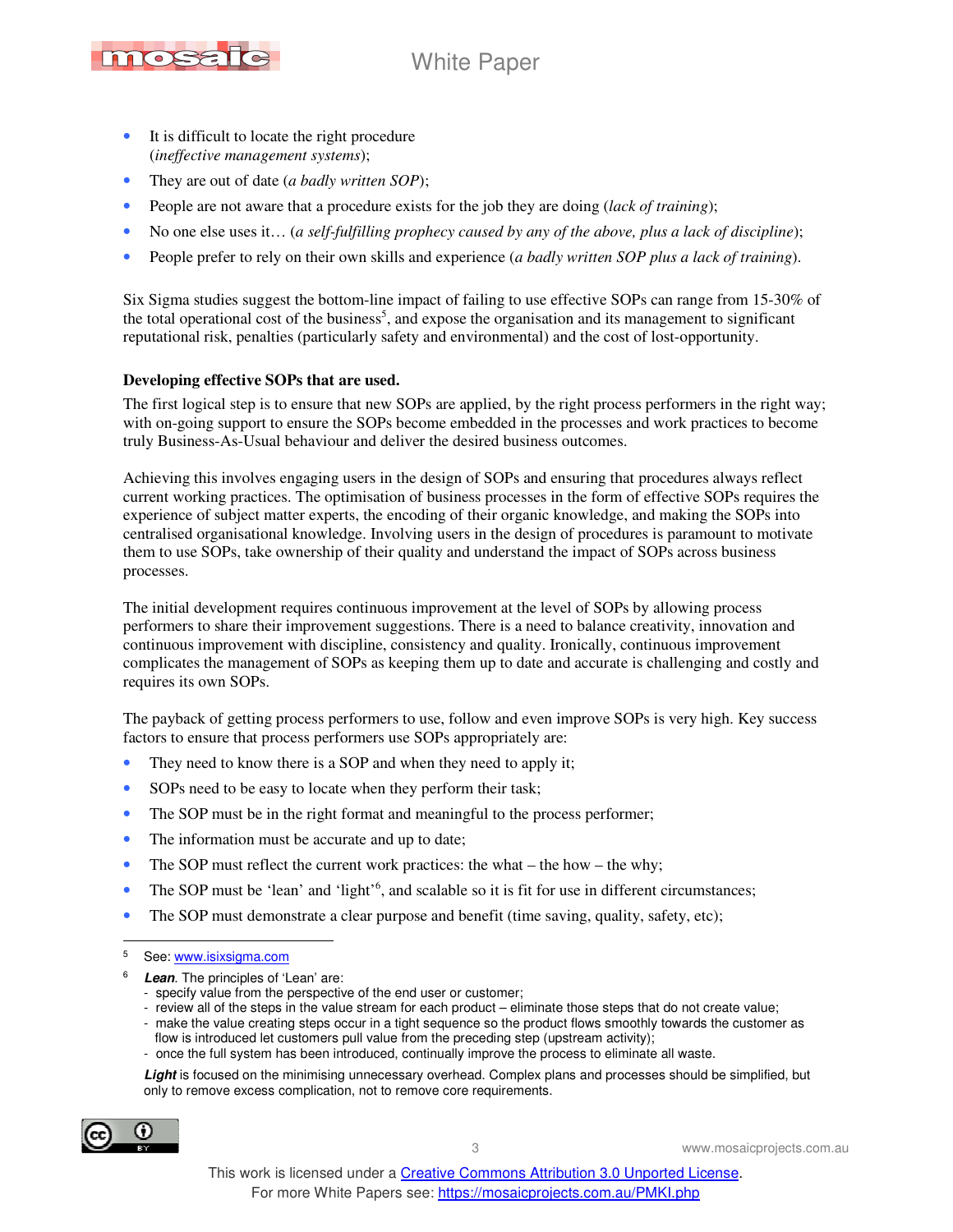- It is difficult to locate the right procedure (*ineffective management systems*);
- They are out of date (*a badly written SOP*);
- People are not aware that a procedure exists for the job they are doing (*lack of training*);
- No one else uses it… (*a self-fulfilling prophecy caused by any of the above, plus a lack of discipline*);
- People prefer to rely on their own skills and experience (*a badly written SOP plus a lack of training*).

Six Sigma studies suggest the bottom-line impact of failing to use effective SOPs can range from 15-30% of the total operational cost of the business[5], and expose the organisation and its management to significant reputational risk, penalties (particularly safety and environmental) and the cost of lost-opportunity.

**Developing effective SOPs that are used.**

The first logical step is to ensure that new SOPs are applied, by the right process performers in the right way; with on-going support to ensure the SOPs become embedded in the processes and work practices to become truly Business-As-Usual behaviour and deliver the desired business outcomes.

Achieving this involves engaging users in the design of SOPs and ensuring that procedures always reflect current working practices. The optimisation of business processes in the form of effective SOPs requires the experience of subject matter experts, the encoding of their organic knowledge, and making the SOPs into centralised organisational knowledge. Involving users in the design of procedures is paramount to motivate them to use SOPs, take ownership of their quality and understand the impact of SOPs across business processes.

The initial development requires continuous improvement at the level of SOPs by allowing process performers to share their improvement suggestions. There is a need to balance creativity, innovation and continuous improvement with discipline, consistency and quality. Ironically, continuous improvement complicates the management of SOPs as keeping them up to date and accurate is challenging and costly and requires its own SOPs.

The payback of getting process performers to use, follow and even improve SOPs is very high. Key success factors to ensure that process performers use SOPs appropriately are:

- They need to know there is a SOP and when they need to apply it;
- SOPs need to be easy to locate when they perform their task;
- The SOP must be in the right format and meaningful to the process performer;
- The information must be accurate and up to date;
- The SOP must reflect the current work practices: the what – the how – the why;
- The SOP must be 'lean' and 'light'[6], and scalable so it is fit for use in different circumstances;
- The SOP must demonstrate a clear purpose and benefit (time saving, quality, safety, etc);

---

[5] See: www.isixsigma.com

[6] ***Lean***. The principles of 'Lean' are:
- specify value from the perspective of the end user or customer;
- review all of the steps in the value stream for each product – eliminate those steps that do not create value;
- make the value creating steps occur in a tight sequence so the product flows smoothly towards the customer as flow is introduced let customers pull value from the preceding step (upstream activity);
- once the full system has been introduced, continually improve the process to eliminate all waste.

***Light*** is focused on the minimising unnecessary overhead. Complex plans and processes should be simplified, but only to remove excess complication, not to remove core requirements.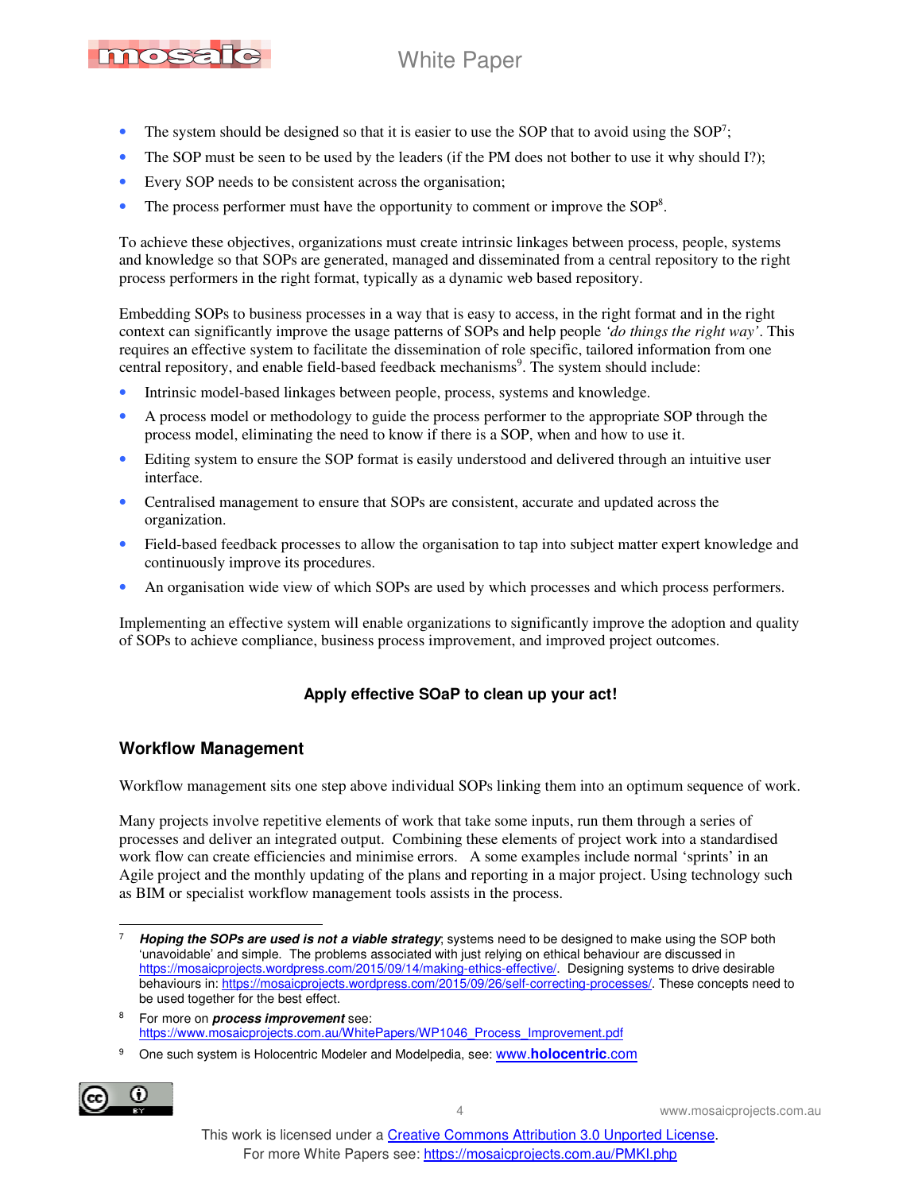- The system should be designed so that it is easier to use the SOP that to avoid using the SOP[7];
- The SOP must be seen to be used by the leaders (if the PM does not bother to use it why should I?);
- Every SOP needs to be consistent across the organisation;
- The process performer must have the opportunity to comment or improve the SOP[8].

To achieve these objectives, organizations must create intrinsic linkages between process, people, systems and knowledge so that SOPs are generated, managed and disseminated from a central repository to the right process performers in the right format, typically as a dynamic web based repository.

Embedding SOPs to business processes in a way that is easy to access, in the right format and in the right context can significantly improve the usage patterns of SOPs and help people *'do things the right way'*. This requires an effective system to facilitate the dissemination of role specific, tailored information from one central repository, and enable field-based feedback mechanisms[9]. The system should include:

- Intrinsic model-based linkages between people, process, systems and knowledge.
- A process model or methodology to guide the process performer to the appropriate SOP through the process model, eliminating the need to know if there is a SOP, when and how to use it.
- Editing system to ensure the SOP format is easily understood and delivered through an intuitive user interface.
- Centralised management to ensure that SOPs are consistent, accurate and updated across the organization.
- Field-based feedback processes to allow the organisation to tap into subject matter expert knowledge and continuously improve its procedures.
- An organisation wide view of which SOPs are used by which processes and which process performers.

Implementing an effective system will enable organizations to significantly improve the adoption and quality of SOPs to achieve compliance, business process improvement, and improved project outcomes.

**Apply effective SOaP to clean up your act!**

## Workflow Management

Workflow management sits one step above individual SOPs linking them into an optimum sequence of work.

Many projects involve repetitive elements of work that take some inputs, run them through a series of processes and deliver an integrated output. Combining these elements of project work into a standardised work flow can create efficiencies and minimise errors. A some examples include normal 'sprints' in an Agile project and the monthly updating of the plans and reporting in a major project. Using technology such as BIM or specialist workflow management tools assists in the process.

---

7 ***Hoping the SOPs are used is not a viable strategy***; systems need to be designed to make using the SOP both 'unavoidable' and simple. The problems associated with just relying on ethical behaviour are discussed in https://mosaicprojects.wordpress.com/2015/09/14/making-ethics-effective/. Designing systems to drive desirable behaviours in: https://mosaicprojects.wordpress.com/2015/09/26/self-correcting-processes/. These concepts need to be used together for the best effect.

8 For more on ***process improvement*** see: https://www.mosaicprojects.com.au/WhitePapers/WP1046_Process_Improvement.pdf

9 One such system is Holocentric Modeler and Modelpedia, see: www.**holocentric**.com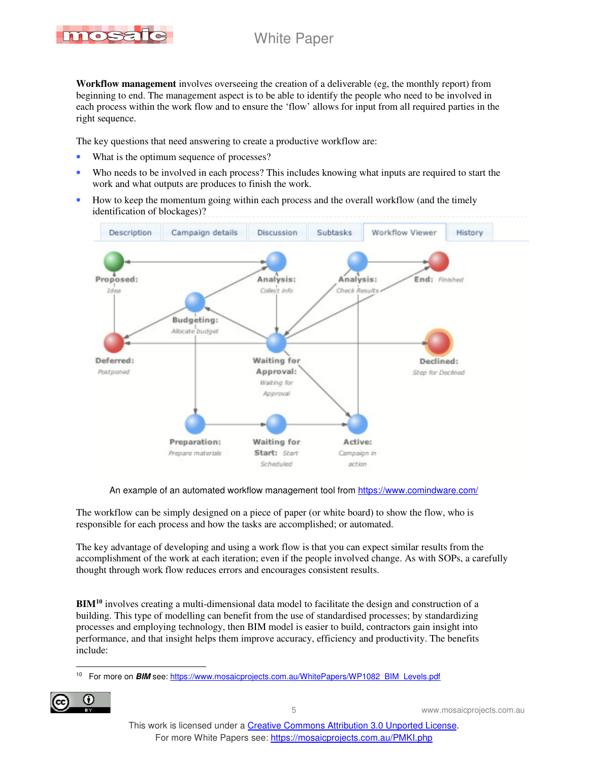**Workflow management** involves overseeing the creation of a deliverable (eg, the monthly report) from beginning to end. The management aspect is to be able to identify the people who need to be involved in each process within the work flow and to ensure the 'flow' allows for input from all required parties in the right sequence.

The key questions that need answering to create a productive workflow are:

- What is the optimum sequence of processes?
- Who needs to be involved in each process? This includes knowing what inputs are required to start the work and what outputs are produces to finish the work.
- How to keep the momentum going within each process and the overall workflow (and the timely identification of blockages)?

An example of an automated workflow management tool from https://www.comindware.com/

The workflow can be simply designed on a piece of paper (or white board) to show the flow, who is responsible for each process and how the tasks are accomplished; or automated.

The key advantage of developing and using a work flow is that you can expect similar results from the accomplishment of the work at each iteration; even if the people involved change. As with SOPs, a carefully thought through work flow reduces errors and encourages consistent results.

**BIM**[10] involves creating a multi-dimensional data model to facilitate the design and construction of a building. This type of modelling can benefit from the use of standardised processes; by standardizing processes and employing technology, then BIM model is easier to build, contractors gain insight into performance, and that insight helps them improve accuracy, efficiency and productivity. The benefits include:

---

[10] For more on ***BIM*** see: https://www.mosaicprojects.com.au/WhitePapers/WP1082_BIM_Levels.pdf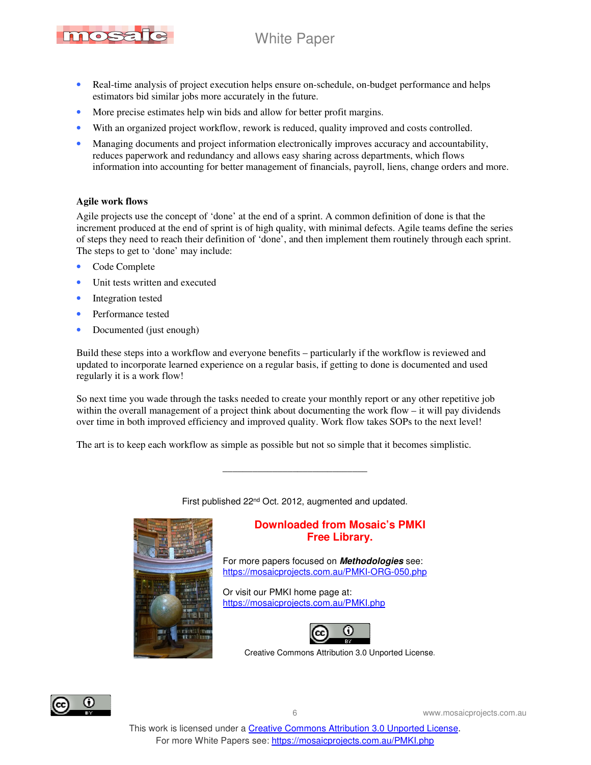- Real-time analysis of project execution helps ensure on-schedule, on-budget performance and helps estimators bid similar jobs more accurately in the future.
- More precise estimates help win bids and allow for better profit margins.
- With an organized project workflow, rework is reduced, quality improved and costs controlled.
- Managing documents and project information electronically improves accuracy and accountability, reduces paperwork and redundancy and allows easy sharing across departments, which flows information into accounting for better management of financials, payroll, liens, change orders and more.

**Agile work flows**

Agile projects use the concept of 'done' at the end of a sprint. A common definition of done is that the increment produced at the end of sprint is of high quality, with minimal defects. Agile teams define the series of steps they need to reach their definition of 'done', and then implement them routinely through each sprint. The steps to get to 'done' may include:

- Code Complete
- Unit tests written and executed
- Integration tested
- Performance tested
- Documented (just enough)

Build these steps into a workflow and everyone benefits – particularly if the workflow is reviewed and updated to incorporate learned experience on a regular basis, if getting to done is documented and used regularly it is a work flow!

So next time you wade through the tasks needed to create your monthly report or any other repetitive job within the overall management of a project think about documenting the work flow – it will pay dividends over time in both improved efficiency and improved quality. Work flow takes SOPs to the next level!

The art is to keep each workflow as simple as possible but not so simple that it becomes simplistic.

---

First published 22nd Oct. 2012, augmented and updated.

**Downloaded from Mosaic's PMKI Free Library.**

For more papers focused on ***Methodologies*** see:
https://mosaicprojects.com.au/PMKI-ORG-050.php

Or visit our PMKI home page at:
https://mosaicprojects.com.au/PMKI.php

Creative Commons Attribution 3.0 Unported License.